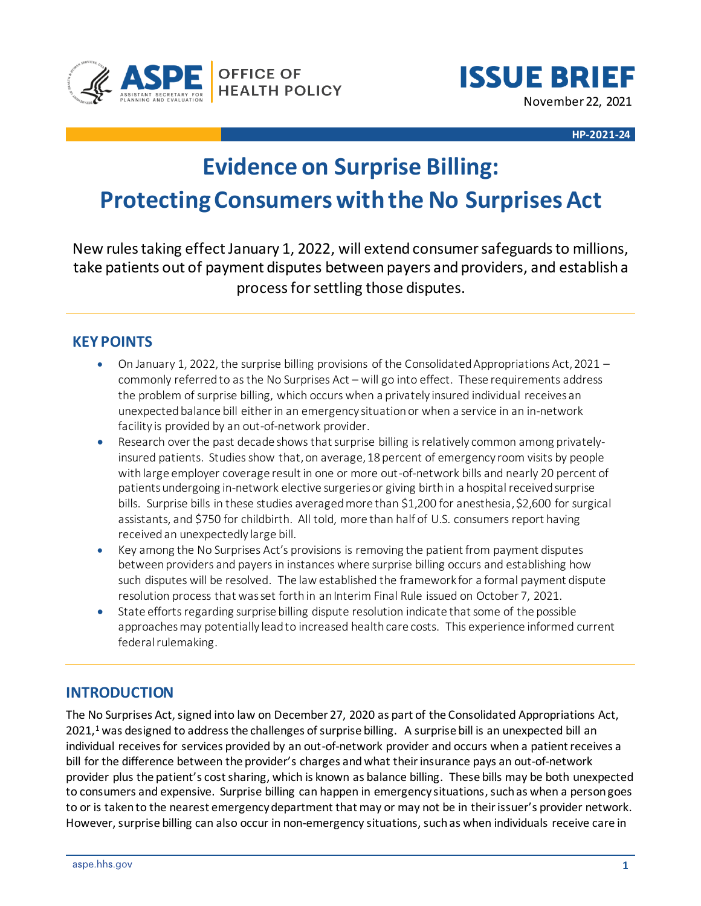ASPE | OFFICE OF HEALTH POLICY

# ISSUE BRIEF

November 22, 2021

HP-2021-24

# Evidence on Surprise Billing: Protecting Consumers with the No Surprises Act

New rules taking effect January 1, 2022, will extend consumer safeguards to millions, take patients out of payment disputes between payers and providers, and establish a process for settling those disputes.

## KEY POINTS

- On January 1, 2022, the surprise billing provisions of the Consolidated Appropriations Act, 2021 – commonly referred to as the No Surprises Act – will go into effect. These requirements address the problem of surprise billing, which occurs when a privately insured individual receives an unexpected balance bill either in an emergency situation or when a service in an in-network facility is provided by an out-of-network provider.
- Research over the past decade shows that surprise billing is relatively common among privately-insured patients. Studies show that, on average, 18 percent of emergency room visits by people with large employer coverage result in one or more out-of-network bills and nearly 20 percent of patients undergoing in-network elective surgeries or giving birth in a hospital received surprise bills. Surprise bills in these studies averaged more than $1,200 for anesthesia, $2,600 for surgical assistants, and $750 for childbirth. All told, more than half of U.S. consumers report having received an unexpectedly large bill.
- Key among the No Surprises Act's provisions is removing the patient from payment disputes between providers and payers in instances where surprise billing occurs and establishing how such disputes will be resolved. The law established the framework for a formal payment dispute resolution process that was set forth in an Interim Final Rule issued on October 7, 2021.
- State efforts regarding surprise billing dispute resolution indicate that some of the possible approaches may potentially lead to increased health care costs. This experience informed current federal rulemaking.

## INTRODUCTION

The No Surprises Act, signed into law on December 27, 2020 as part of the Consolidated Appropriations Act, 2021,[1] was designed to address the challenges of surprise billing. A surprise bill is an unexpected bill an individual receives for services provided by an out-of-network provider and occurs when a patient receives a bill for the difference between the provider's charges and what their insurance pays an out-of-network provider plus the patient's cost sharing, which is known as balance billing. These bills may be both unexpected to consumers and expensive. Surprise billing can happen in emergency situations, such as when a person goes to or is taken to the nearest emergency department that may or may not be in their issuer's provider network. However, surprise billing can also occur in non-emergency situations, such as when individuals receive care in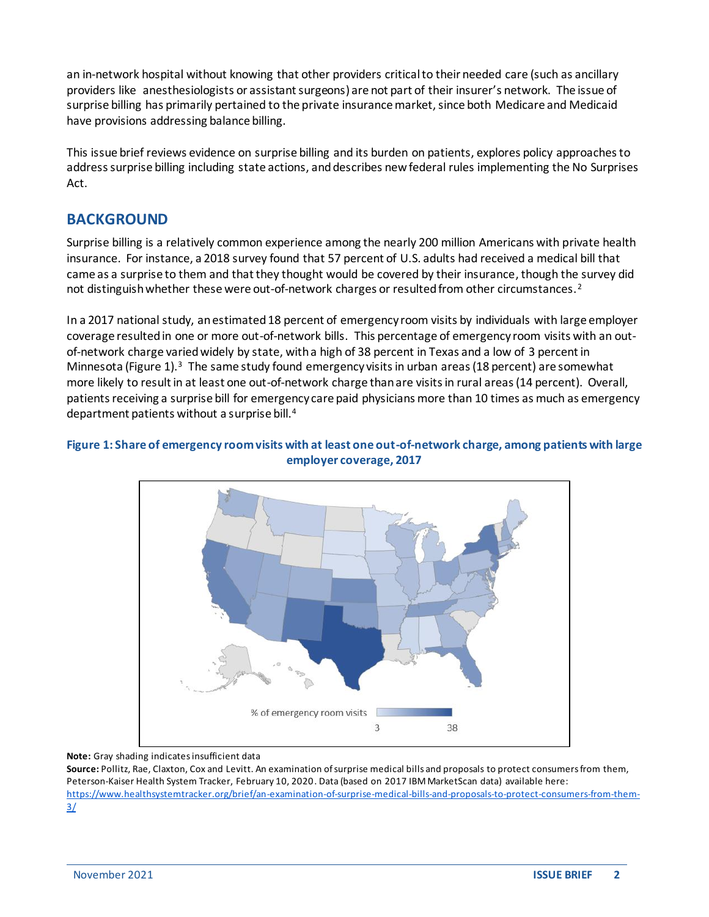an in-network hospital without knowing that other providers critical to their needed care (such as ancillary providers like anesthesiologists or assistant surgeons) are not part of their insurer's network. The issue of surprise billing has primarily pertained to the private insurance market, since both Medicare and Medicaid have provisions addressing balance billing.

This issue brief reviews evidence on surprise billing and its burden on patients, explores policy approaches to address surprise billing including state actions, and describes new federal rules implementing the No Surprises Act.

## BACKGROUND

Surprise billing is a relatively common experience among the nearly 200 million Americans with private health insurance. For instance, a 2018 survey found that 57 percent of U.S. adults had received a medical bill that came as a surprise to them and that they thought would be covered by their insurance, though the survey did not distinguish whether these were out-of-network charges or resulted from other circumstances.[2]

In a 2017 national study, an estimated 18 percent of emergency room visits by individuals with large employer coverage resulted in one or more out-of-network bills. This percentage of emergency room visits with an out-of-network charge varied widely by state, with a high of 38 percent in Texas and a low of 3 percent in Minnesota (Figure 1).[3] The same study found emergency visits in urban areas (18 percent) are somewhat more likely to result in at least one out-of-network charge than are visits in rural areas (14 percent). Overall, patients receiving a surprise bill for emergency care paid physicians more than 10 times as much as emergency department patients without a surprise bill.[4]

**Figure 1: Share of emergency room visits with at least one out-of-network charge, among patients with large employer coverage, 2017**

% of emergency room visits

3 — 38

**Note:** Gray shading indicates insufficient data

**Source:** Pollitz, Rae, Claxton, Cox and Levitt. An examination of surprise medical bills and proposals to protect consumers from them, Peterson-Kaiser Health System Tracker, February 10, 2020. Data (based on 2017 IBM MarketScan data) available here: https://www.healthsystemtracker.org/brief/an-examination-of-surprise-medical-bills-and-proposals-to-protect-consumers-from-them-3/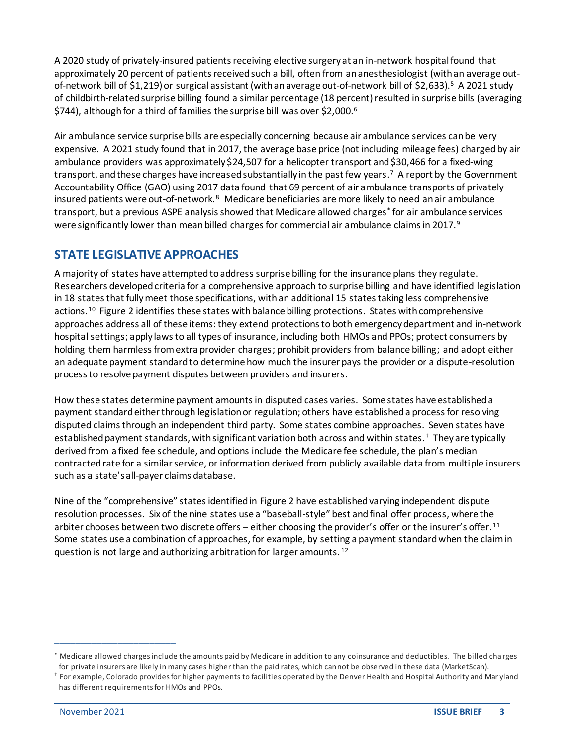A 2020 study of privately-insured patients receiving elective surgery at an in-network hospital found that approximately 20 percent of patients received such a bill, often from an anesthesiologist (with an average out-of-network bill of $1,219) or surgical assistant (with an average out-of-network bill of $2,633).[5] A 2021 study of childbirth-related surprise billing found a similar percentage (18 percent) resulted in surprise bills (averaging $744), although for a third of families the surprise bill was over $2,000.[6]

Air ambulance service surprise bills are especially concerning because air ambulance services can be very expensive. A 2021 study found that in 2017, the average base price (not including mileage fees) charged by air ambulance providers was approximately $24,507 for a helicopter transport and $30,466 for a fixed-wing transport, and these charges have increased substantially in the past few years.[7] A report by the Government Accountability Office (GAO) using 2017 data found that 69 percent of air ambulance transports of privately insured patients were out-of-network.[8] Medicare beneficiaries are more likely to need an air ambulance transport, but a previous ASPE analysis showed that Medicare allowed charges[*] for air ambulance services were significantly lower than mean billed charges for commercial air ambulance claims in 2017.[9]

## STATE LEGISLATIVE APPROACHES

A majority of states have attempted to address surprise billing for the insurance plans they regulate. Researchers developed criteria for a comprehensive approach to surprise billing and have identified legislation in 18 states that fully meet those specifications, with an additional 15 states taking less comprehensive actions.[10] Figure 2 identifies these states with balance billing protections. States with comprehensive approaches address all of these items: they extend protections to both emergency department and in-network hospital settings; apply laws to all types of insurance, including both HMOs and PPOs; protect consumers by holding them harmless from extra provider charges; prohibit providers from balance billing; and adopt either an adequate payment standard to determine how much the insurer pays the provider or a dispute-resolution process to resolve payment disputes between providers and insurers.

How these states determine payment amounts in disputed cases varies. Some states have established a payment standard either through legislation or regulation; others have established a process for resolving disputed claims through an independent third party. Some states combine approaches. Seven states have established payment standards, with significant variation both across and within states.[†] They are typically derived from a fixed fee schedule, and options include the Medicare fee schedule, the plan's median contracted rate for a similar service, or information derived from publicly available data from multiple insurers such as a state's all-payer claims database.

Nine of the "comprehensive" states identified in Figure 2 have established varying independent dispute resolution processes. Six of the nine states use a "baseball-style" best and final offer process, where the arbiter chooses between two discrete offers – either choosing the provider's offer or the insurer's offer.[11] Some states use a combination of approaches, for example, by setting a payment standard when the claim in question is not large and authorizing arbitration for larger amounts.[12]

---

[*] Medicare allowed charges include the amounts paid by Medicare in addition to any coinsurance and deductibles. The billed charges for private insurers are likely in many cases higher than the paid rates, which can not be observed in these data (MarketScan).

[†] For example, Colorado provides for higher payments to facilities operated by the Denver Health and Hospital Authority and Maryland has different requirements for HMOs and PPOs.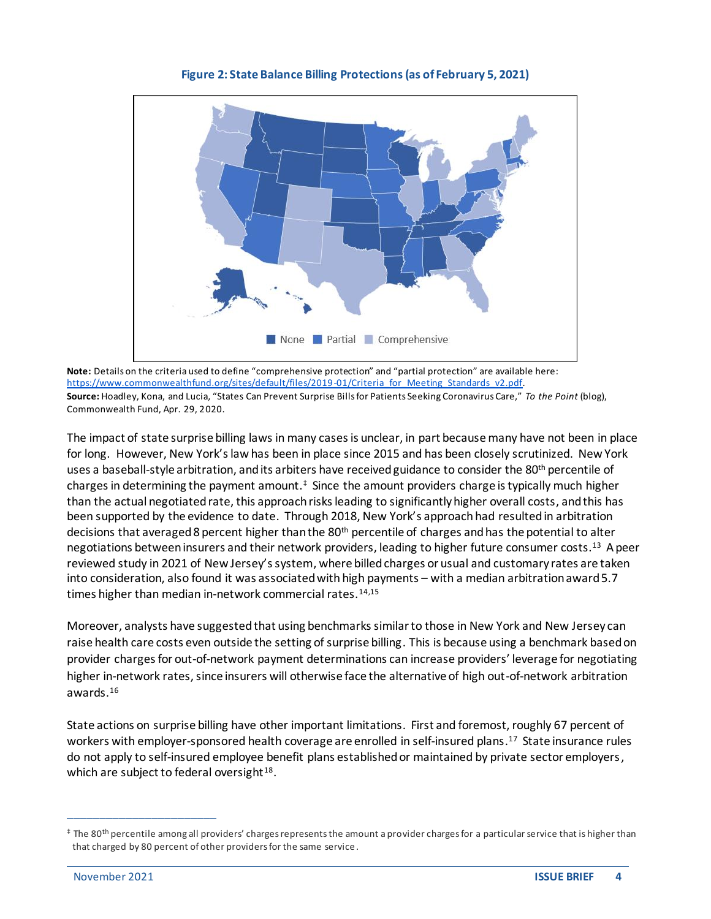**Figure 2: State Balance Billing Protections (as of February 5, 2021)**

None | Partial | Comprehensive

**Note:** Details on the criteria used to define "comprehensive protection" and "partial protection" are available here: https://www.commonwealthfund.org/sites/default/files/2019-01/Criteria_for_Meeting_Standards_v2.pdf.
**Source:** Hoadley, Kona, and Lucia, "States Can Prevent Surprise Bills for Patients Seeking Coronavirus Care," *To the Point* (blog), Commonwealth Fund, Apr. 29, 2020.

The impact of state surprise billing laws in many cases is unclear, in part because many have not been in place for long. However, New York's law has been in place since 2015 and has been closely scrutinized. New York uses a baseball-style arbitration, and its arbiters have received guidance to consider the 80th percentile of charges in determining the payment amount.‡ Since the amount providers charge is typically much higher than the actual negotiated rate, this approach risks leading to significantly higher overall costs, and this has been supported by the evidence to date. Through 2018, New York's approach had resulted in arbitration decisions that averaged 8 percent higher than the 80th percentile of charges and has the potential to alter negotiations between insurers and their network providers, leading to higher future consumer costs.[13] A peer reviewed study in 2021 of New Jersey's system, where billed charges or usual and customary rates are taken into consideration, also found it was associated with high payments – with a median arbitration award 5.7 times higher than median in-network commercial rates.[14,15]

Moreover, analysts have suggested that using benchmarks similar to those in New York and New Jersey can raise health care costs even outside the setting of surprise billing. This is because using a benchmark based on provider charges for out-of-network payment determinations can increase providers' leverage for negotiating higher in-network rates, since insurers will otherwise face the alternative of high out-of-network arbitration awards.[16]

State actions on surprise billing have other important limitations. First and foremost, roughly 67 percent of workers with employer-sponsored health coverage are enrolled in self-insured plans.[17] State insurance rules do not apply to self-insured employee benefit plans established or maintained by private sector employers, which are subject to federal oversight[18].

---

‡ The 80th percentile among all providers' charges represents the amount a provider charges for a particular service that is higher than that charged by 80 percent of other providers for the same service.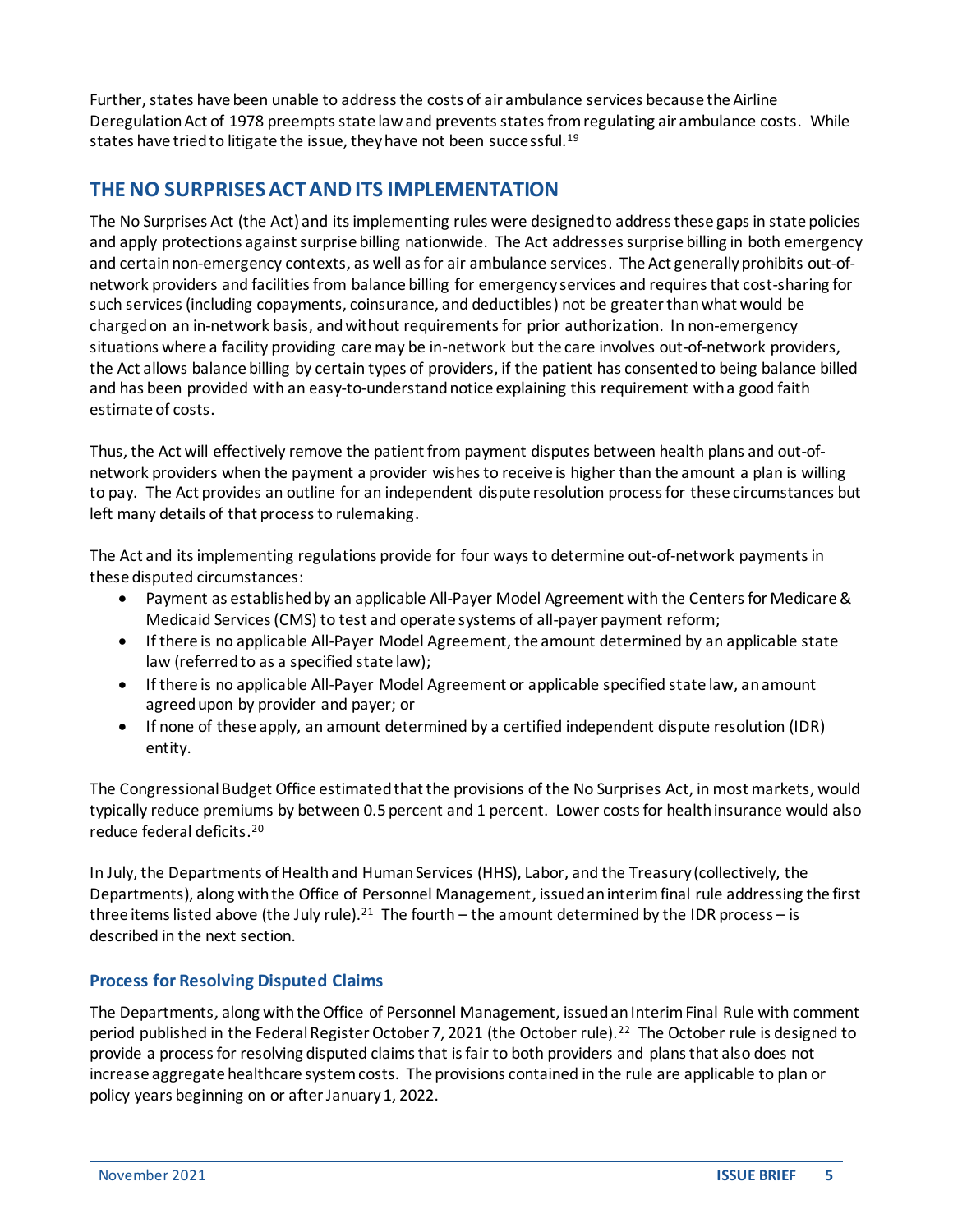Further, states have been unable to address the costs of air ambulance services because the Airline Deregulation Act of 1978 preempts state law and prevents states from regulating air ambulance costs. While states have tried to litigate the issue, they have not been successful.[19]

## THE NO SURPRISES ACT AND ITS IMPLEMENTATION

The No Surprises Act (the Act) and its implementing rules were designed to address these gaps in state policies and apply protections against surprise billing nationwide. The Act addresses surprise billing in both emergency and certain non-emergency contexts, as well as for air ambulance services. The Act generally prohibits out-of-network providers and facilities from balance billing for emergency services and requires that cost-sharing for such services (including copayments, coinsurance, and deductibles) not be greater than what would be charged on an in-network basis, and without requirements for prior authorization. In non-emergency situations where a facility providing care may be in-network but the care involves out-of-network providers, the Act allows balance billing by certain types of providers, if the patient has consented to being balance billed and has been provided with an easy-to-understand notice explaining this requirement with a good faith estimate of costs.

Thus, the Act will effectively remove the patient from payment disputes between health plans and out-of-network providers when the payment a provider wishes to receive is higher than the amount a plan is willing to pay. The Act provides an outline for an independent dispute resolution process for these circumstances but left many details of that process to rulemaking.

The Act and its implementing regulations provide for four ways to determine out-of-network payments in these disputed circumstances:

- Payment as established by an applicable All-Payer Model Agreement with the Centers for Medicare & Medicaid Services (CMS) to test and operate systems of all-payer payment reform;
- If there is no applicable All-Payer Model Agreement, the amount determined by an applicable state law (referred to as a specified state law);
- If there is no applicable All-Payer Model Agreement or applicable specified state law, an amount agreed upon by provider and payer; or
- If none of these apply, an amount determined by a certified independent dispute resolution (IDR) entity.

The Congressional Budget Office estimated that the provisions of the No Surprises Act, in most markets, would typically reduce premiums by between 0.5 percent and 1 percent. Lower costs for health insurance would also reduce federal deficits.[20]

In July, the Departments of Health and Human Services (HHS), Labor, and the Treasury (collectively, the Departments), along with the Office of Personnel Management, issued an interim final rule addressing the first three items listed above (the July rule).[21] The fourth – the amount determined by the IDR process – is described in the next section.

### Process for Resolving Disputed Claims

The Departments, along with the Office of Personnel Management, issued an Interim Final Rule with comment period published in the Federal Register October 7, 2021 (the October rule).[22] The October rule is designed to provide a process for resolving disputed claims that is fair to both providers and plans that also does not increase aggregate healthcare system costs. The provisions contained in the rule are applicable to plan or policy years beginning on or after January 1, 2022.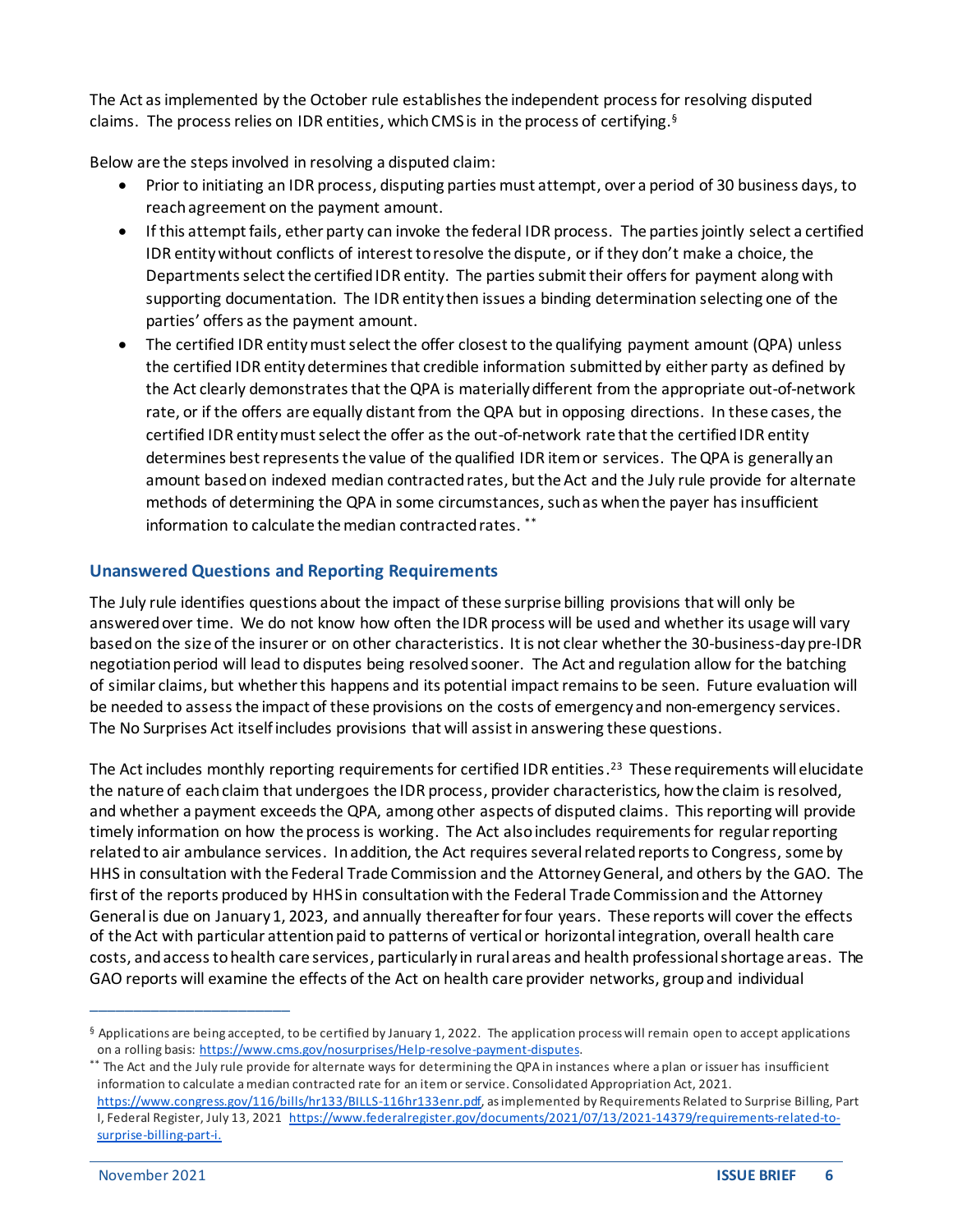The Act as implemented by the October rule establishes the independent process for resolving disputed claims. The process relies on IDR entities, which CMS is in the process of certifying.[§]

Below are the steps involved in resolving a disputed claim:

- Prior to initiating an IDR process, disputing parties must attempt, over a period of 30 business days, to reach agreement on the payment amount.
- If this attempt fails, ether party can invoke the federal IDR process. The parties jointly select a certified IDR entity without conflicts of interest to resolve the dispute, or if they don't make a choice, the Departments select the certified IDR entity. The parties submit their offers for payment along with supporting documentation. The IDR entity then issues a binding determination selecting one of the parties' offers as the payment amount.
- The certified IDR entity must select the offer closest to the qualifying payment amount (QPA) unless the certified IDR entity determines that credible information submitted by either party as defined by the Act clearly demonstrates that the QPA is materially different from the appropriate out-of-network rate, or if the offers are equally distant from the QPA but in opposing directions. In these cases, the certified IDR entity must select the offer as the out-of-network rate that the certified IDR entity determines best represents the value of the qualified IDR item or services. The QPA is generally an amount based on indexed median contracted rates, but the Act and the July rule provide for alternate methods of determining the QPA in some circumstances, such as when the payer has insufficient information to calculate the median contracted rates. [**]

## Unanswered Questions and Reporting Requirements

The July rule identifies questions about the impact of these surprise billing provisions that will only be answered over time. We do not know how often the IDR process will be used and whether its usage will vary based on the size of the insurer or on other characteristics. It is not clear whether the 30-business-day pre-IDR negotiation period will lead to disputes being resolved sooner. The Act and regulation allow for the batching of similar claims, but whether this happens and its potential impact remains to be seen. Future evaluation will be needed to assess the impact of these provisions on the costs of emergency and non-emergency services. The No Surprises Act itself includes provisions that will assist in answering these questions.

The Act includes monthly reporting requirements for certified IDR entities.[23] These requirements will elucidate the nature of each claim that undergoes the IDR process, provider characteristics, how the claim is resolved, and whether a payment exceeds the QPA, among other aspects of disputed claims. This reporting will provide timely information on how the process is working. The Act also includes requirements for regular reporting related to air ambulance services. In addition, the Act requires several related reports to Congress, some by HHS in consultation with the Federal Trade Commission and the Attorney General, and others by the GAO. The first of the reports produced by HHS in consultation with the Federal Trade Commission and the Attorney General is due on January 1, 2023, and annually thereafter for four years. These reports will cover the effects of the Act with particular attention paid to patterns of vertical or horizontal integration, overall health care costs, and access to health care services, particularly in rural areas and health professional shortage areas. The GAO reports will examine the effects of the Act on health care provider networks, group and individual

---

[§] Applications are being accepted, to be certified by January 1, 2022. The application process will remain open to accept applications on a rolling basis: https://www.cms.gov/nosurprises/Help-resolve-payment-disputes.

[**] The Act and the July rule provide for alternate ways for determining the QPA in instances where a plan or issuer has insufficient information to calculate a median contracted rate for an item or service. Consolidated Appropriation Act, 2021. https://www.congress.gov/116/bills/hr133/BILLS-116hr133enr.pdf, as implemented by Requirements Related to Surprise Billing, Part I, Federal Register, July 13, 2021 https://www.federalregister.gov/documents/2021/07/13/2021-14379/requirements-related-to-surprise-billing-part-i.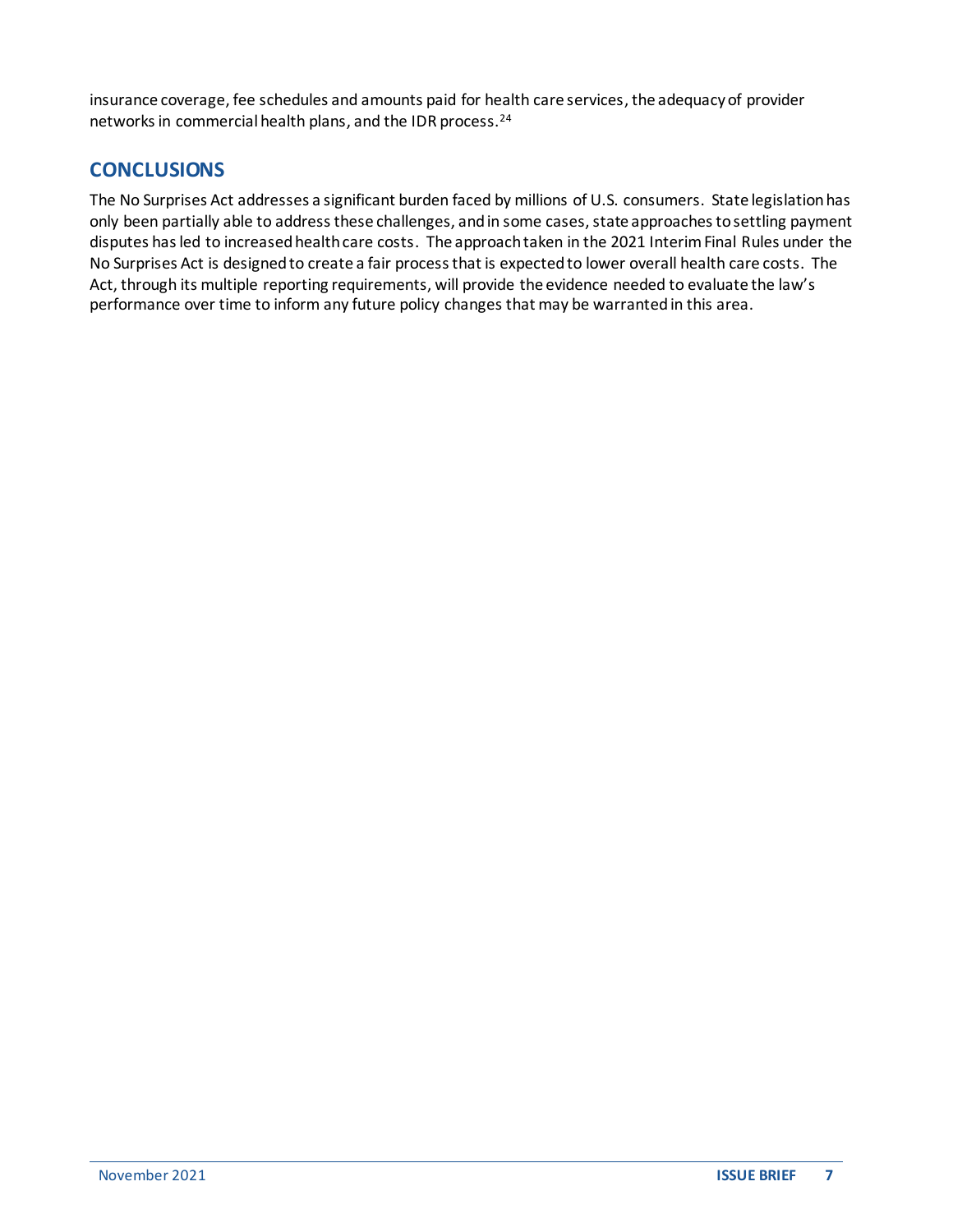insurance coverage, fee schedules and amounts paid for health care services, the adequacy of provider networks in commercial health plans, and the IDR process.[24]

## CONCLUSIONS

The No Surprises Act addresses a significant burden faced by millions of U.S. consumers. State legislation has only been partially able to address these challenges, and in some cases, state approaches to settling payment disputes has led to increased health care costs. The approach taken in the 2021 Interim Final Rules under the No Surprises Act is designed to create a fair process that is expected to lower overall health care costs. The Act, through its multiple reporting requirements, will provide the evidence needed to evaluate the law's performance over time to inform any future policy changes that may be warranted in this area.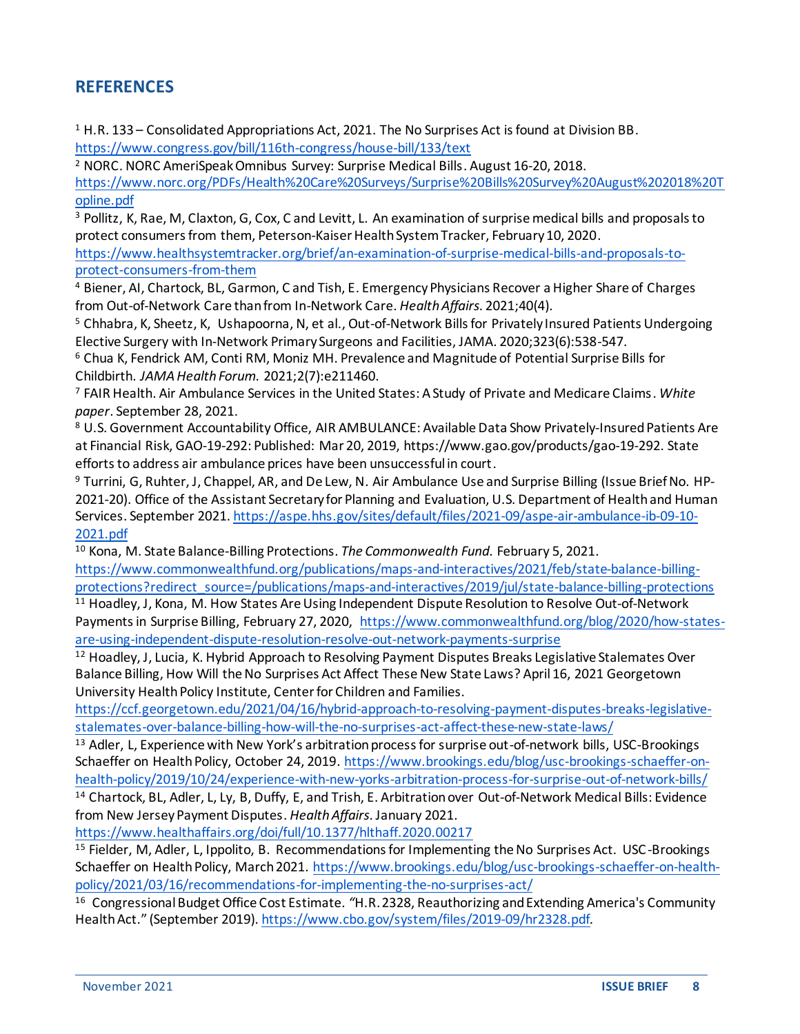## REFERENCES

[1] H.R. 133 – Consolidated Appropriations Act, 2021. The No Surprises Act is found at Division BB. https://www.congress.gov/bill/116th-congress/house-bill/133/text

[2] NORC. NORC AmeriSpeak Omnibus Survey: Surprise Medical Bills. August 16-20, 2018. https://www.norc.org/PDFs/Health%20Care%20Surveys/Surprise%20Bills%20Survey%20August%202018%20Topline.pdf

[3] Pollitz, K, Rae, M, Claxton, G, Cox, C and Levitt, L. An examination of surprise medical bills and proposals to protect consumers from them, Peterson-Kaiser Health System Tracker, February 10, 2020. https://www.healthsystemtracker.org/brief/an-examination-of-surprise-medical-bills-and-proposals-to-protect-consumers-from-them

[4] Biener, AI, Chartock, BL, Garmon, C and Tish, E. Emergency Physicians Recover a Higher Share of Charges from Out-of-Network Care than from In-Network Care. *Health Affairs*. 2021;40(4).

[5] Chhabra, K, Sheetz, K, Ushapoorna, N, et al., Out-of-Network Bills for Privately Insured Patients Undergoing Elective Surgery with In-Network Primary Surgeons and Facilities, JAMA. 2020;323(6):538-547.

[6] Chua K, Fendrick AM, Conti RM, Moniz MH. Prevalence and Magnitude of Potential Surprise Bills for Childbirth. *JAMA Health Forum*. 2021;2(7):e211460.

[7] FAIR Health. Air Ambulance Services in the United States: A Study of Private and Medicare Claims. *White paper*. September 28, 2021.

[8] U.S. Government Accountability Office, AIR AMBULANCE: Available Data Show Privately-Insured Patients Are at Financial Risk, GAO-19-292: Published: Mar 20, 2019, https://www.gao.gov/products/gao-19-292. State efforts to address air ambulance prices have been unsuccessful in court.

[9] Turrini, G, Ruhter, J, Chappel, AR, and De Lew, N. Air Ambulance Use and Surprise Billing (Issue Brief No. HP-2021-20). Office of the Assistant Secretary for Planning and Evaluation, U.S. Department of Health and Human Services. September 2021. https://aspe.hhs.gov/sites/default/files/2021-09/aspe-air-ambulance-ib-09-10-2021.pdf

[10] Kona, M. State Balance-Billing Protections. *The Commonwealth Fund*. February 5, 2021. https://www.commonwealthfund.org/publications/maps-and-interactives/2021/feb/state-balance-billing-protections?redirect_source=/publications/maps-and-interactives/2019/jul/state-balance-billing-protections

[11] Hoadley, J, Kona, M. How States Are Using Independent Dispute Resolution to Resolve Out-of-Network Payments in Surprise Billing, February 27, 2020, https://www.commonwealthfund.org/blog/2020/how-states-are-using-independent-dispute-resolution-resolve-out-network-payments-surprise

[12] Hoadley, J, Lucia, K. Hybrid Approach to Resolving Payment Disputes Breaks Legislative Stalemates Over Balance Billing, How Will the No Surprises Act Affect These New State Laws? April 16, 2021 Georgetown University Health Policy Institute, Center for Children and Families. https://ccf.georgetown.edu/2021/04/16/hybrid-approach-to-resolving-payment-disputes-breaks-legislative-stalemates-over-balance-billing-how-will-the-no-surprises-act-affect-these-new-state-laws/

[13] Adler, L, Experience with New York's arbitration process for surprise out-of-network bills, USC-Brookings Schaeffer on Health Policy, October 24, 2019. https://www.brookings.edu/blog/usc-brookings-schaeffer-on-health-policy/2019/10/24/experience-with-new-yorks-arbitration-process-for-surprise-out-of-network-bills/

[14] Chartock, BL, Adler, L, Ly, B, Duffy, E, and Trish, E. Arbitration over Out-of-Network Medical Bills: Evidence from New Jersey Payment Disputes. *Health Affairs*. January 2021. https://www.healthaffairs.org/doi/full/10.1377/hlthaff.2020.00217

[15] Fielder, M, Adler, L, Ippolito, B. Recommendations for Implementing the No Surprises Act. USC-Brookings Schaeffer on Health Policy, March 2021. https://www.brookings.edu/blog/usc-brookings-schaeffer-on-health-policy/2021/03/16/recommendations-for-implementing-the-no-surprises-act/

[16] Congressional Budget Office Cost Estimate. "H.R. 2328, Reauthorizing and Extending America's Community Health Act." (September 2019). https://www.cbo.gov/system/files/2019-09/hr2328.pdf.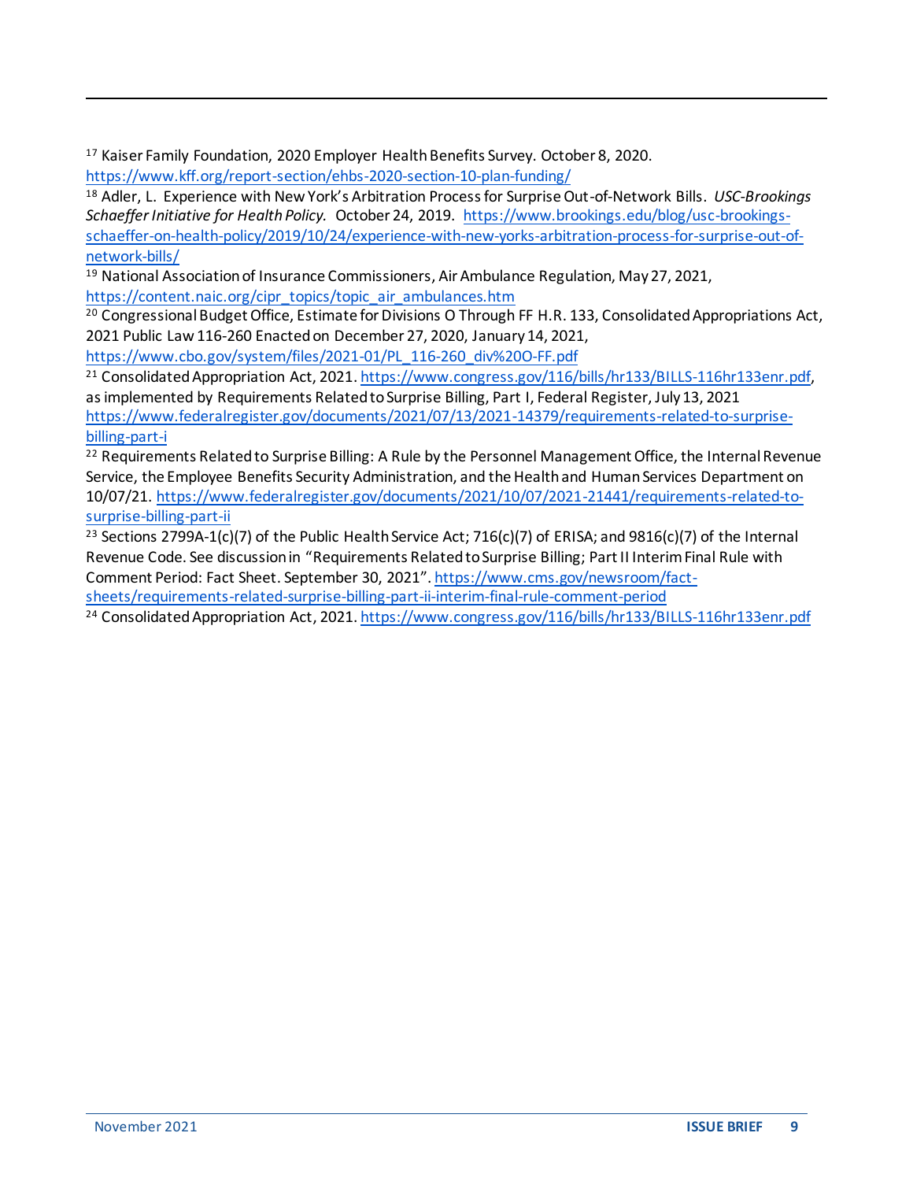[17] Kaiser Family Foundation, 2020 Employer Health Benefits Survey. October 8, 2020. https://www.kff.org/report-section/ehbs-2020-section-10-plan-funding/

[18] Adler, L. Experience with New York's Arbitration Process for Surprise Out-of-Network Bills. *USC-Brookings Schaeffer Initiative for Health Policy.* October 24, 2019. https://www.brookings.edu/blog/usc-brookings-schaeffer-on-health-policy/2019/10/24/experience-with-new-yorks-arbitration-process-for-surprise-out-of-network-bills/

[19] National Association of Insurance Commissioners, Air Ambulance Regulation, May 27, 2021, https://content.naic.org/cipr_topics/topic_air_ambulances.htm

[20] Congressional Budget Office, Estimate for Divisions O Through FF H.R. 133, Consolidated Appropriations Act, 2021 Public Law 116-260 Enacted on December 27, 2020, January 14, 2021, https://www.cbo.gov/system/files/2021-01/PL_116-260_div%20O-FF.pdf

[21] Consolidated Appropriation Act, 2021. https://www.congress.gov/116/bills/hr133/BILLS-116hr133enr.pdf, as implemented by Requirements Related to Surprise Billing, Part I, Federal Register, July 13, 2021 https://www.federalregister.gov/documents/2021/07/13/2021-14379/requirements-related-to-surprise-billing-part-i

[22] Requirements Related to Surprise Billing: A Rule by the Personnel Management Office, the Internal Revenue Service, the Employee Benefits Security Administration, and the Health and Human Services Department on 10/07/21. https://www.federalregister.gov/documents/2021/10/07/2021-21441/requirements-related-to-surprise-billing-part-ii

[23] Sections 2799A-1(c)(7) of the Public Health Service Act; 716(c)(7) of ERISA; and 9816(c)(7) of the Internal Revenue Code. See discussion in "Requirements Related to Surprise Billing; Part II Interim Final Rule with Comment Period: Fact Sheet. September 30, 2021". https://www.cms.gov/newsroom/fact-sheets/requirements-related-surprise-billing-part-ii-interim-final-rule-comment-period

[24] Consolidated Appropriation Act, 2021. https://www.congress.gov/116/bills/hr133/BILLS-116hr133enr.pdf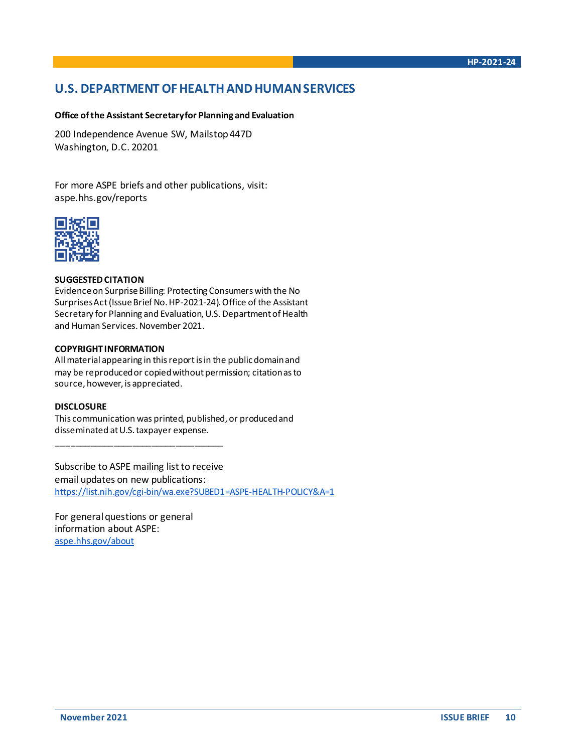## U.S. DEPARTMENT OF HEALTH AND HUMAN SERVICES

**Office of the Assistant Secretary for Planning and Evaluation**

200 Independence Avenue SW, Mailstop 447D
Washington, D.C. 20201

For more ASPE briefs and other publications, visit:
aspe.hhs.gov/reports

**SUGGESTED CITATION**
Evidence on Surprise Billing: Protecting Consumers with the No Surprises Act (Issue Brief No. HP-2021-24). Office of the Assistant Secretary for Planning and Evaluation, U.S. Department of Health and Human Services. November 2021.

**COPYRIGHT INFORMATION**
All material appearing in this report is in the public domain and may be reproduced or copied without permission; citation as to source, however, is appreciated.

**DISCLOSURE**
This communication was printed, published, or produced and disseminated at U.S. taxpayer expense.

---

Subscribe to ASPE mailing list to receive email updates on new publications:
https://list.nih.gov/cgi-bin/wa.exe?SUBED1=ASPE-HEALTH-POLICY&A=1

For general questions or general information about ASPE:
aspe.hhs.gov/about